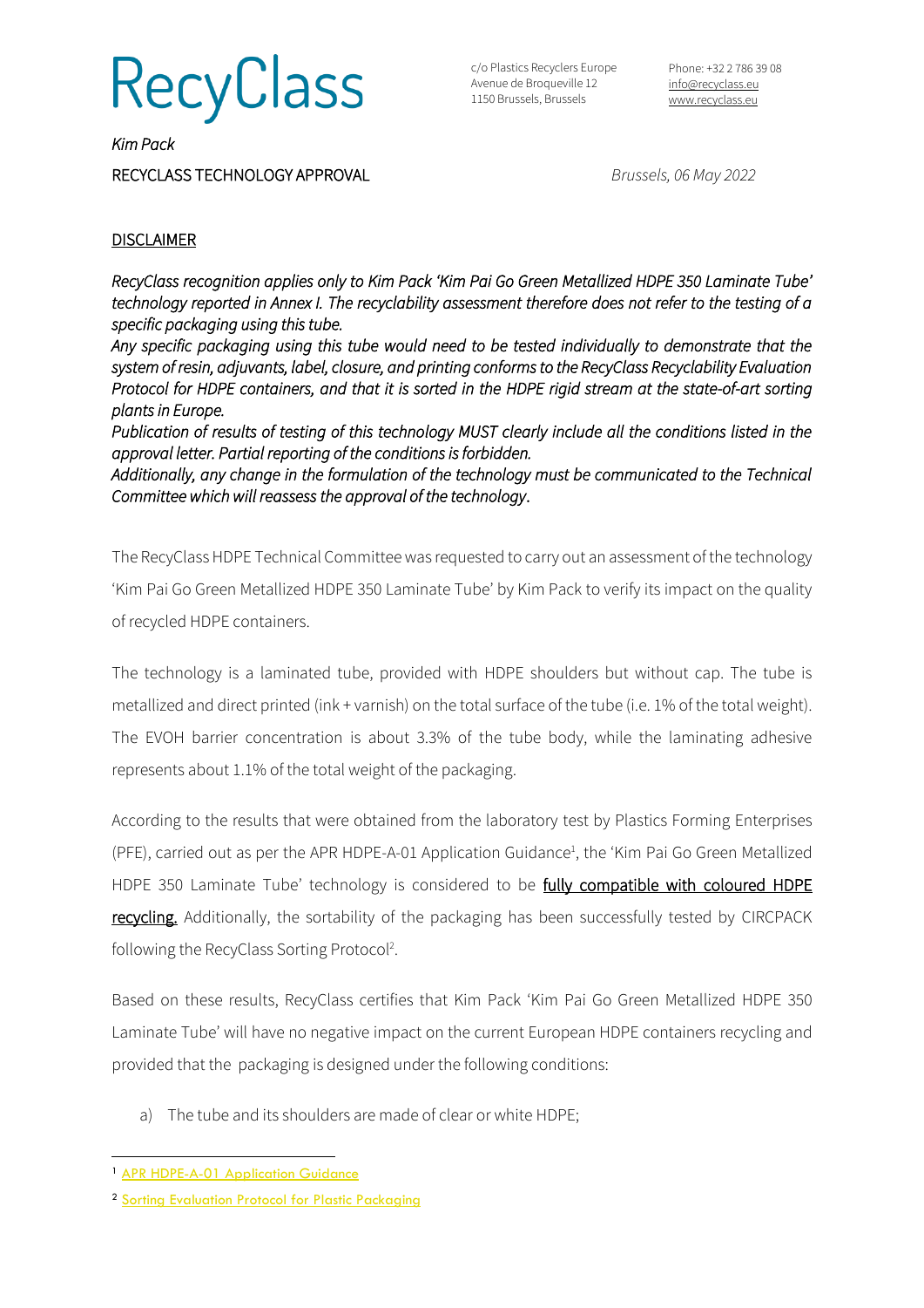# RecyClass

c/o Plastics Recyclers Europe
Avenue de Broqueville 12
1150 Brussels, Brussels

Phone: +32 2 786 39 08
info@recyclass.eu
www.recyclass.eu

*Kim Pack*

RECYCLASS TECHNOLOGY APPROVAL

*Brussels, 06 May 2022*

## DISCLAIMER

*RecyClass recognition applies only to Kim Pack 'Kim Pai Go Green Metallized HDPE 350 Laminate Tube' technology reported in Annex I. The recyclability assessment therefore does not refer to the testing of a specific packaging using this tube.*
*Any specific packaging using this tube would need to be tested individually to demonstrate that the system of resin, adjuvants, label, closure, and printing conforms to the RecyClass Recyclability Evaluation Protocol for HDPE containers, and that it is sorted in the HDPE rigid stream at the state-of-art sorting plants in Europe.*
*Publication of results of testing of this technology MUST clearly include all the conditions listed in the approval letter. Partial reporting of the conditions is forbidden.*
*Additionally, any change in the formulation of the technology must be communicated to the Technical Committee which will reassess the approval of the technology.*

The RecyClass HDPE Technical Committee was requested to carry out an assessment of the technology 'Kim Pai Go Green Metallized HDPE 350 Laminate Tube' by Kim Pack to verify its impact on the quality of recycled HDPE containers.

The technology is a laminated tube, provided with HDPE shoulders but without cap. The tube is metallized and direct printed (ink + varnish) on the total surface of the tube (i.e. 1% of the total weight). The EVOH barrier concentration is about 3.3% of the tube body, while the laminating adhesive represents about 1.1% of the total weight of the packaging.

According to the results that were obtained from the laboratory test by Plastics Forming Enterprises (PFE), carried out as per the APR HDPE-A-01 Application Guidance[1], the 'Kim Pai Go Green Metallized HDPE 350 Laminate Tube' technology is considered to be **fully compatible with coloured HDPE recycling.** Additionally, the sortability of the packaging has been successfully tested by CIRCPACK following the RecyClass Sorting Protocol[2].

Based on these results, RecyClass certifies that Kim Pack 'Kim Pai Go Green Metallized HDPE 350 Laminate Tube' will have no negative impact on the current European HDPE containers recycling and provided that the packaging is designed under the following conditions:

a) The tube and its shoulders are made of clear or white HDPE;

---

[1] APR HDPE-A-01 Application Guidance

[2] Sorting Evaluation Protocol for Plastic Packaging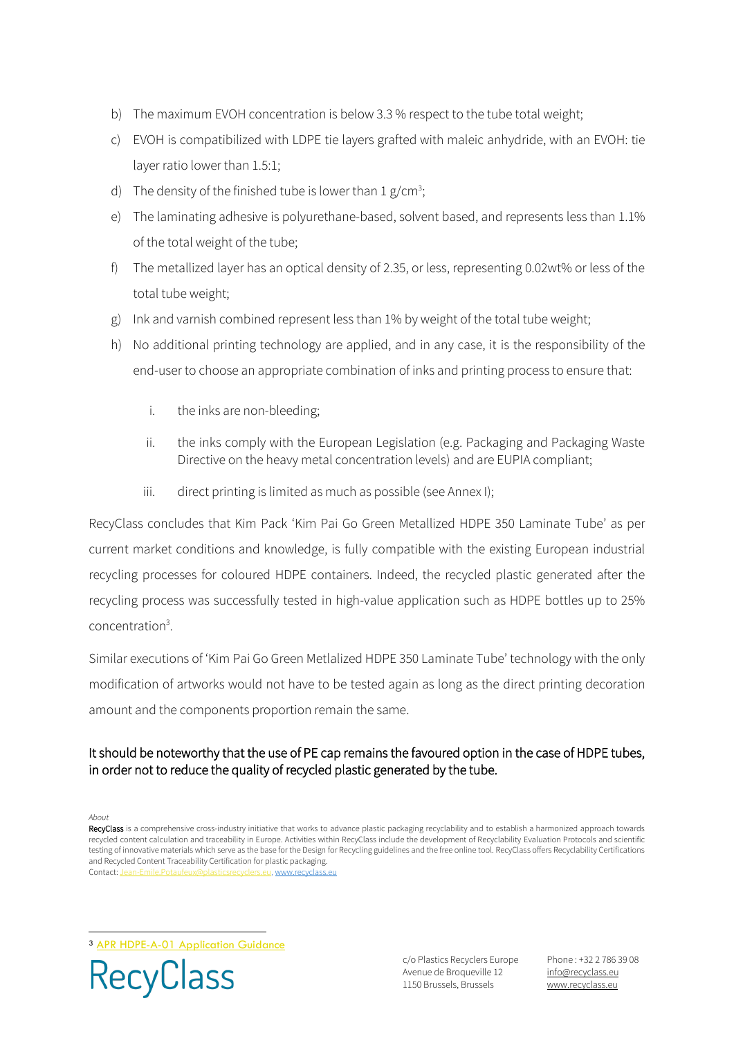b) The maximum EVOH concentration is below 3.3 % respect to the tube total weight;

c) EVOH is compatibilized with LDPE tie layers grafted with maleic anhydride, with an EVOH: tie layer ratio lower than 1.5:1;

d) The density of the finished tube is lower than 1 g/cm$^3$;

e) The laminating adhesive is polyurethane-based, solvent based, and represents less than 1.1% of the total weight of the tube;

f) The metallized layer has an optical density of 2.35, or less, representing 0.02wt% or less of the total tube weight;

g) Ink and varnish combined represent less than 1% by weight of the total tube weight;

h) No additional printing technology are applied, and in any case, it is the responsibility of the end-user to choose an appropriate combination of inks and printing process to ensure that:

   i. the inks are non-bleeding;

   ii. the inks comply with the European Legislation (e.g. Packaging and Packaging Waste Directive on the heavy metal concentration levels) and are EUPIA compliant;

   iii. direct printing is limited as much as possible (see Annex I);

RecyClass concludes that Kim Pack 'Kim Pai Go Green Metallized HDPE 350 Laminate Tube' as per current market conditions and knowledge, is fully compatible with the existing European industrial recycling processes for coloured HDPE containers. Indeed, the recycled plastic generated after the recycling process was successfully tested in high-value application such as HDPE bottles up to 25% concentration[3].

Similar executions of 'Kim Pai Go Green Metlalized HDPE 350 Laminate Tube' technology with the only modification of artworks would not have to be tested again as long as the direct printing decoration amount and the components proportion remain the same.

It should be noteworthy that the use of PE cap remains the favoured option in the case of HDPE tubes, in order not to reduce the quality of recycled plastic generated by the tube.

*About*

**RecyClass** is a comprehensive cross-industry initiative that works to advance plastic packaging recyclability and to establish a harmonized approach towards recycled content calculation and traceability in Europe. Activities within RecyClass include the development of Recyclability Evaluation Protocols and scientific testing of innovative materials which serve as the base for the Design for Recycling guidelines and the free online tool. RecyClass offers Recyclability Certifications and Recycled Content Traceability Certification for plastic packaging.

Contact: Jean-Emile.Potaufeux@plasticsrecyclers.eu, www.recyclass.eu

[3] APR HDPE-A-01 Application Guidance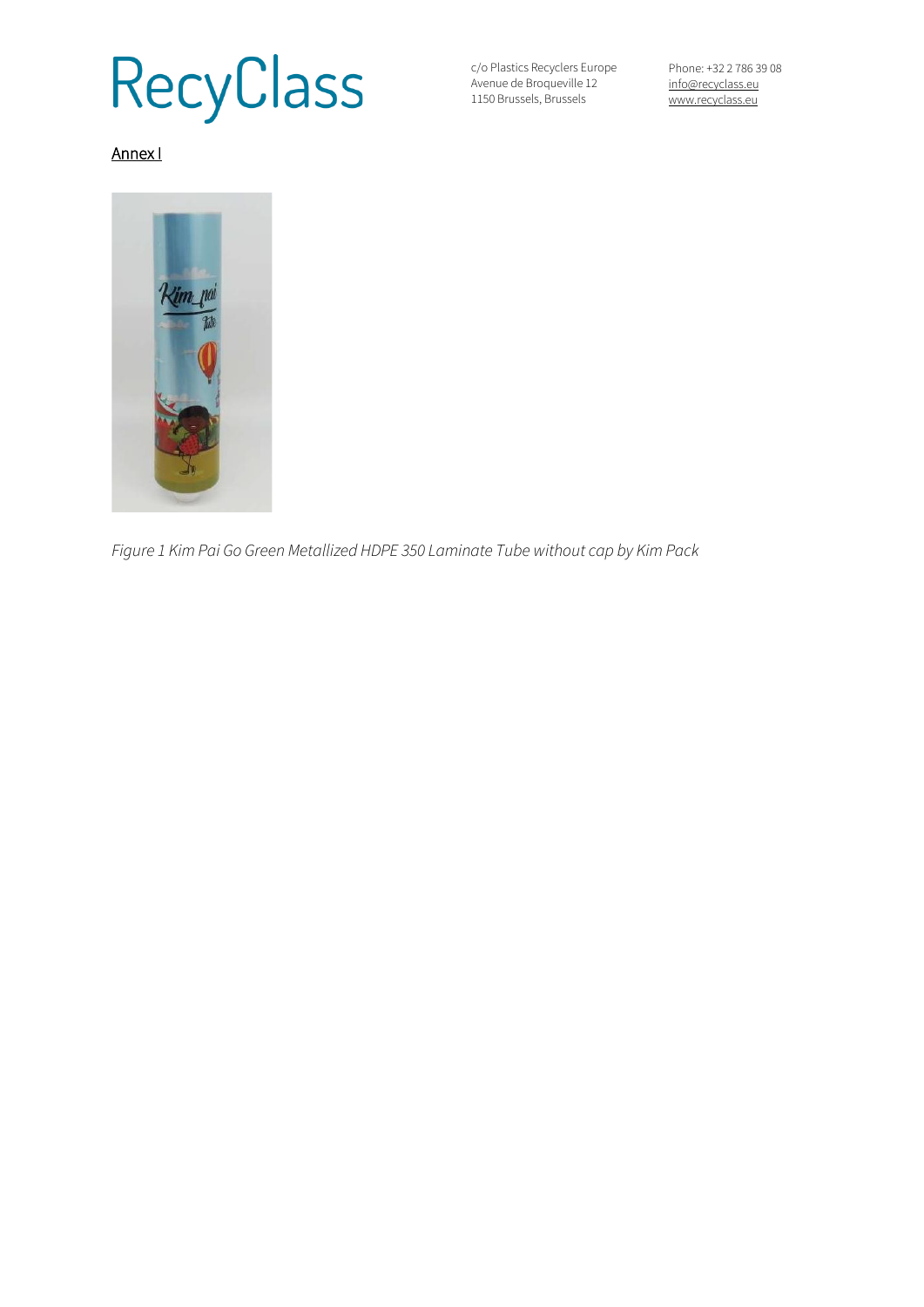Annex I

*Figure 1 Kim Pai Go Green Metallized HDPE 350 Laminate Tube without cap by Kim Pack*